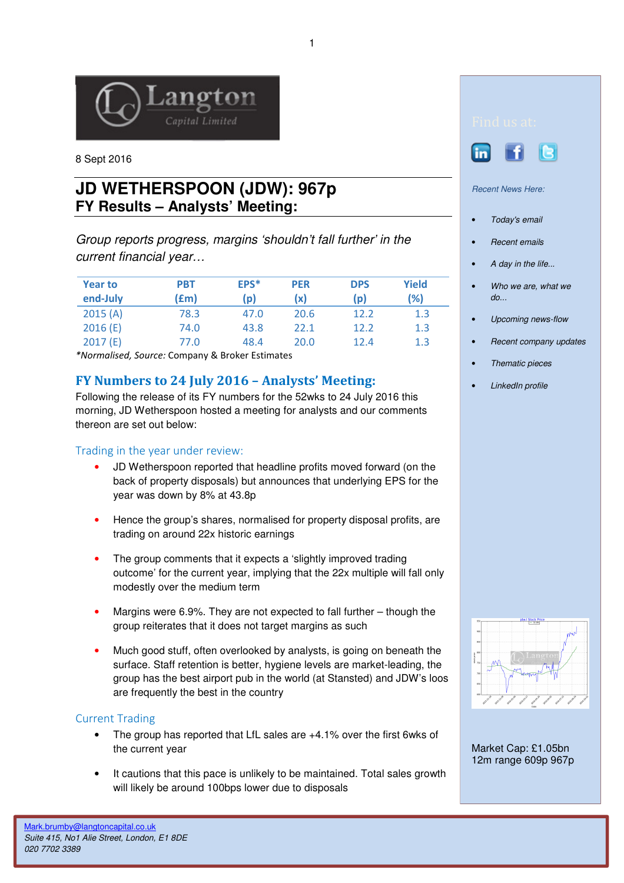8 Sept 2016

# JD WETHERSPOON (JDW): 967p

## FY Results – Analysts' Meeting:

*Group reports progress, margins 'shouldn't fall further' in the current financial year…*

| Year to end-July | PBT (£m) | EPS* (p) | PER (x) | DPS (p) | Yield (%) |
|---|---|---|---|---|---|
| 2015 (A) | 78.3 | 47.0 | 20.6 | 12.2 | 1.3 |
| 2016 (E) | 74.0 | 43.8 | 22.1 | 12.2 | 1.3 |
| 2017 (E) | 77.0 | 48.4 | 20.0 | 12.4 | 1.3 |

*\*Normalised, Source:* Company & Broker Estimates

## FY Numbers to 24 July 2016 – Analysts' Meeting:

Following the release of its FY numbers for the 52wks to 24 July 2016 this morning, JD Wetherspoon hosted a meeting for analysts and our comments thereon are set out below:

### Trading in the year under review:

- JD Wetherspoon reported that headline profits moved forward (on the back of property disposals) but announces that underlying EPS for the year was down by 8% at 43.8p
- Hence the group's shares, normalised for property disposal profits, are trading on around 22x historic earnings
- The group comments that it expects a 'slightly improved trading outcome' for the current year, implying that the 22x multiple will fall only modestly over the medium term
- Margins were 6.9%. They are not expected to fall further – though the group reiterates that it does not target margins as such
- Much good stuff, often overlooked by analysts, is going on beneath the surface. Staff retention is better, hygiene levels are market-leading, the group has the best airport pub in the world (at Stansted) and JDW's loos are frequently the best in the country

### Current Trading

- The group has reported that LfL sales are +4.1% over the first 6wks of the current year
- It cautions that this pace is unlikely to be maintained. Total sales growth will likely be around 100bps lower due to disposals

Find us at:

*Recent News Here:*

- *Today's email*
- *Recent emails*
- *A day in the life...*
- *Who we are, what we do...*
- *Upcoming news-flow*
- *Recent company updates*
- *Thematic pieces*
- *LinkedIn profile*

Market Cap: £1.05bn
12m range 609p 967p

Mark.brumby@langtoncapital.co.uk
*Suite 415, No1 Alie Street, London, E1 8DE*
*020 7702 3389*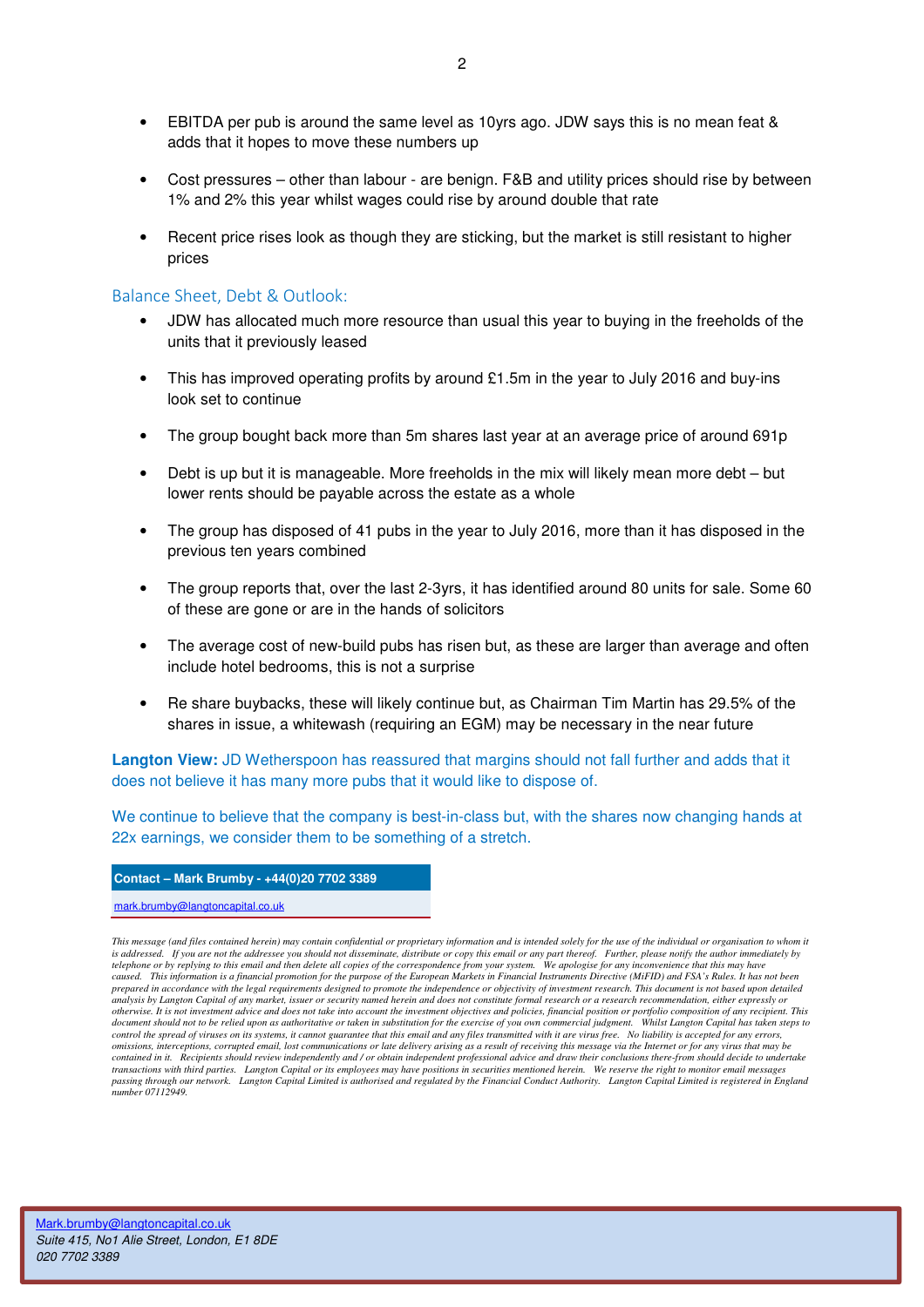- EBITDA per pub is around the same level as 10yrs ago. JDW says this is no mean feat & adds that it hopes to move these numbers up

- Cost pressures – other than labour - are benign. F&B and utility prices should rise by between 1% and 2% this year whilst wages could rise by around double that rate

- Recent price rises look as though they are sticking, but the market is still resistant to higher prices

## Balance Sheet, Debt & Outlook:

- JDW has allocated much more resource than usual this year to buying in the freeholds of the units that it previously leased

- This has improved operating profits by around £1.5m in the year to July 2016 and buy-ins look set to continue

- The group bought back more than 5m shares last year at an average price of around 691p

- Debt is up but it is manageable. More freeholds in the mix will likely mean more debt – but lower rents should be payable across the estate as a whole

- The group has disposed of 41 pubs in the year to July 2016, more than it has disposed in the previous ten years combined

- The group reports that, over the last 2-3yrs, it has identified around 80 units for sale. Some 60 of these are gone or are in the hands of solicitors

- The average cost of new-build pubs has risen but, as these are larger than average and often include hotel bedrooms, this is not a surprise

- Re share buybacks, these will likely continue but, as Chairman Tim Martin has 29.5% of the shares in issue, a whitewash (requiring an EGM) may be necessary in the near future

**Langton View:** JD Wetherspoon has reassured that margins should not fall further and adds that it does not believe it has many more pubs that it would like to dispose of.

We continue to believe that the company is best-in-class but, with the shares now changing hands at 22x earnings, we consider them to be something of a stretch.

**Contact – Mark Brumby - +44(0)20 7702 3389**

mark.brumby@langtoncapital.co.uk

*This message (and files contained herein) may contain confidential or proprietary information and is intended solely for the use of the individual or organisation to whom it is addressed. If you are not the addressee you should not disseminate, distribute or copy this email or any part thereof. Further, please notify the author immediately by telephone or by replying to this email and then delete all copies of the correspondence from your system. We apologise for any inconvenience that this may have caused. This information is a financial promotion for the purpose of the European Markets in Financial Instruments Directive (MiFID) and FSA's Rules. It has not been prepared in accordance with the legal requirements designed to promote the independence or objectivity of investment research. This document is not based upon detailed analysis by Langton Capital of any market, issuer or security named herein and does not constitute formal research or a research recommendation, either expressly or otherwise. It is not investment advice and does not take into account the investment objectives and policies, financial position or portfolio composition of any recipient. This document should not to be relied upon as authoritative or taken in substitution for the exercise of you own commercial judgment. Whilst Langton Capital has taken steps to control the spread of viruses on its systems, it cannot guarantee that this email and any files transmitted with it are virus free. No liability is accepted for any errors, omissions, interceptions, corrupted email, lost communications or late delivery arising as a result of receiving this message via the Internet or for any virus that may be contained in it. Recipients should review independently and / or obtain independent professional advice and draw their conclusions there-from should decide to undertake transactions with third parties. Langton Capital or its employees may have positions in securities mentioned herein. We reserve the right to monitor email messages passing through our network. Langton Capital Limited is authorised and regulated by the Financial Conduct Authority. Langton Capital Limited is registered in England number 07112949.*

Mark.brumby@langtoncapital.co.uk
*Suite 415, No1 Alie Street, London, E1 8DE*
*020 7702 3389*